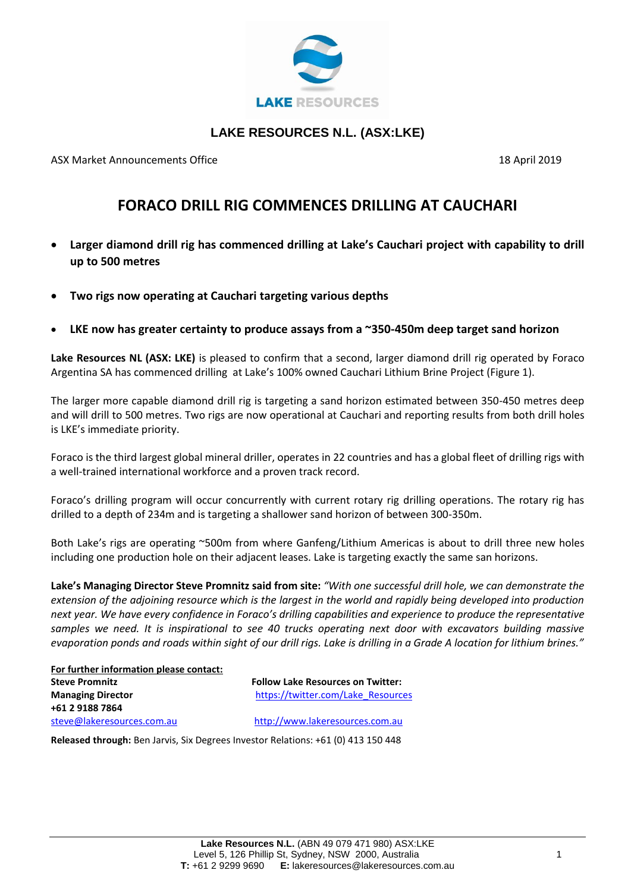**LAKE RESOURCES N.L. (ASX:LKE)**

ASX Market Announcements Office 18 April 2019

# FORACO DRILL RIG COMMENCES DRILLING AT CAUCHARI

- **Larger diamond drill rig has commenced drilling at Lake's Cauchari project with capability to drill up to 500 metres**
- **Two rigs now operating at Cauchari targeting various depths**
- **LKE now has greater certainty to produce assays from a ~350-450m deep target sand horizon**

**Lake Resources NL (ASX: LKE)** is pleased to confirm that a second, larger diamond drill rig operated by Foraco Argentina SA has commenced drilling at Lake's 100% owned Cauchari Lithium Brine Project (Figure 1).

The larger more capable diamond drill rig is targeting a sand horizon estimated between 350-450 metres deep and will drill to 500 metres. Two rigs are now operational at Cauchari and reporting results from both drill holes is LKE's immediate priority.

Foraco is the third largest global mineral driller, operates in 22 countries and has a global fleet of drilling rigs with a well-trained international workforce and a proven track record.

Foraco's drilling program will occur concurrently with current rotary rig drilling operations. The rotary rig has drilled to a depth of 234m and is targeting a shallower sand horizon of between 300-350m.

Both Lake's rigs are operating ~500m from where Ganfeng/Lithium Americas is about to drill three new holes including one production hole on their adjacent leases. Lake is targeting exactly the same san horizons.

**Lake's Managing Director Steve Promnitz said from site:** *"With one successful drill hole, we can demonstrate the extension of the adjoining resource which is the largest in the world and rapidly being developed into production next year. We have every confidence in Foraco's drilling capabilities and experience to produce the representative samples we need. It is inspirational to see 40 trucks operating next door with excavators building massive evaporation ponds and roads within sight of our drill rigs. Lake is drilling in a Grade A location for lithium brines."*

**For further information please contact:**

**Steve Promnitz**
**Managing Director**
**+61 2 9188 7864**
steve@lakeresources.com.au

**Follow Lake Resources on Twitter:**
https://twitter.com/Lake_Resources

http://www.lakeresources.com.au

**Released through:** Ben Jarvis, Six Degrees Investor Relations: +61 (0) 413 150 448

**Lake Resources N.L.** (ABN 49 079 471 980) ASX:LKE
Level 5, 126 Phillip St, Sydney, NSW 2000, Australia
**T:** +61 2 9299 9690 **E:** lakeresources@lakeresources.com.au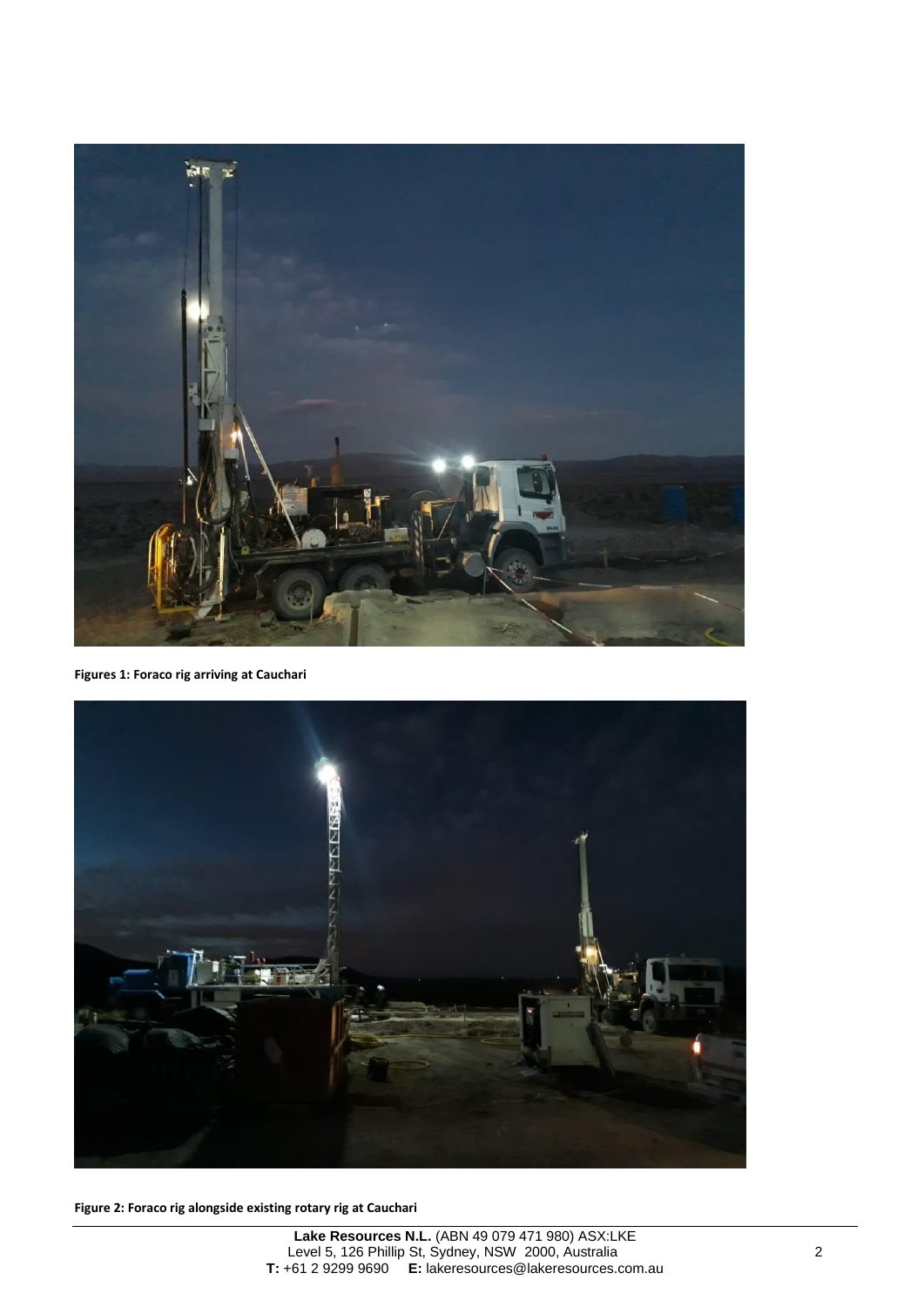**Figures 1: Foraco rig arriving at Cauchari**

**Figure 2: Foraco rig alongside existing rotary rig at Cauchari**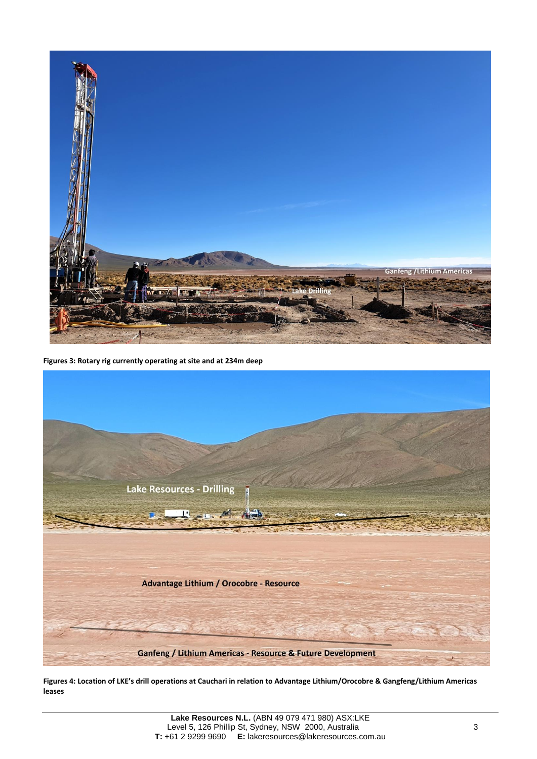**Figures 3: Rotary rig currently operating at site and at 234m deep**

**Figures 4: Location of LKE's drill operations at Cauchari in relation to Advantage Lithium/Orocobre & Gangfeng/Lithium Americas leases**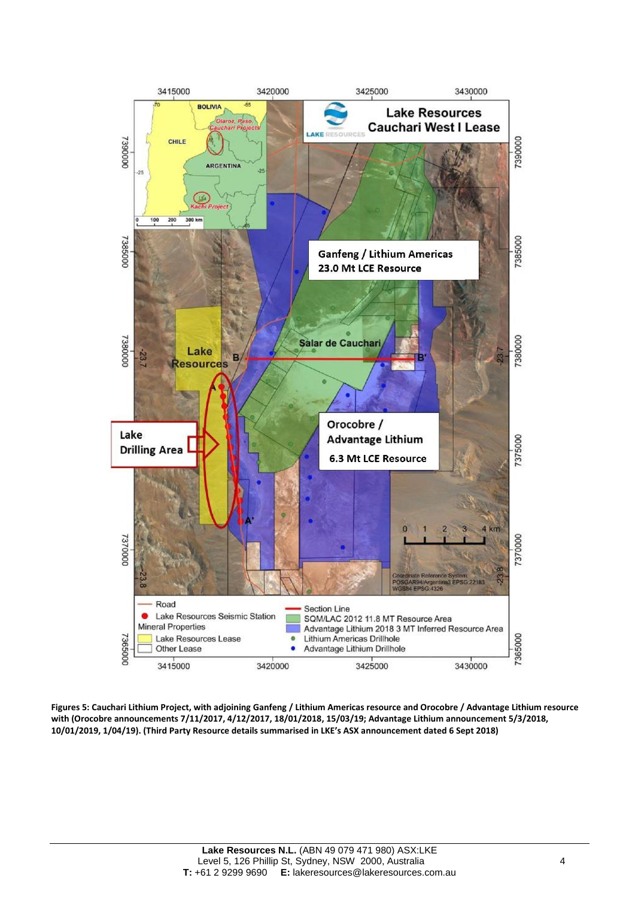**Figures 5: Cauchari Lithium Project, with adjoining Ganfeng / Lithium Americas resource and Orocobre / Advantage Lithium resource with (Orocobre announcements 7/11/2017, 4/12/2017, 18/01/2018, 15/03/19; Advantage Lithium announcement 5/3/2018, 10/01/2019, 1/04/19). (Third Party Resource details summarised in LKE's ASX announcement dated 6 Sept 2018)**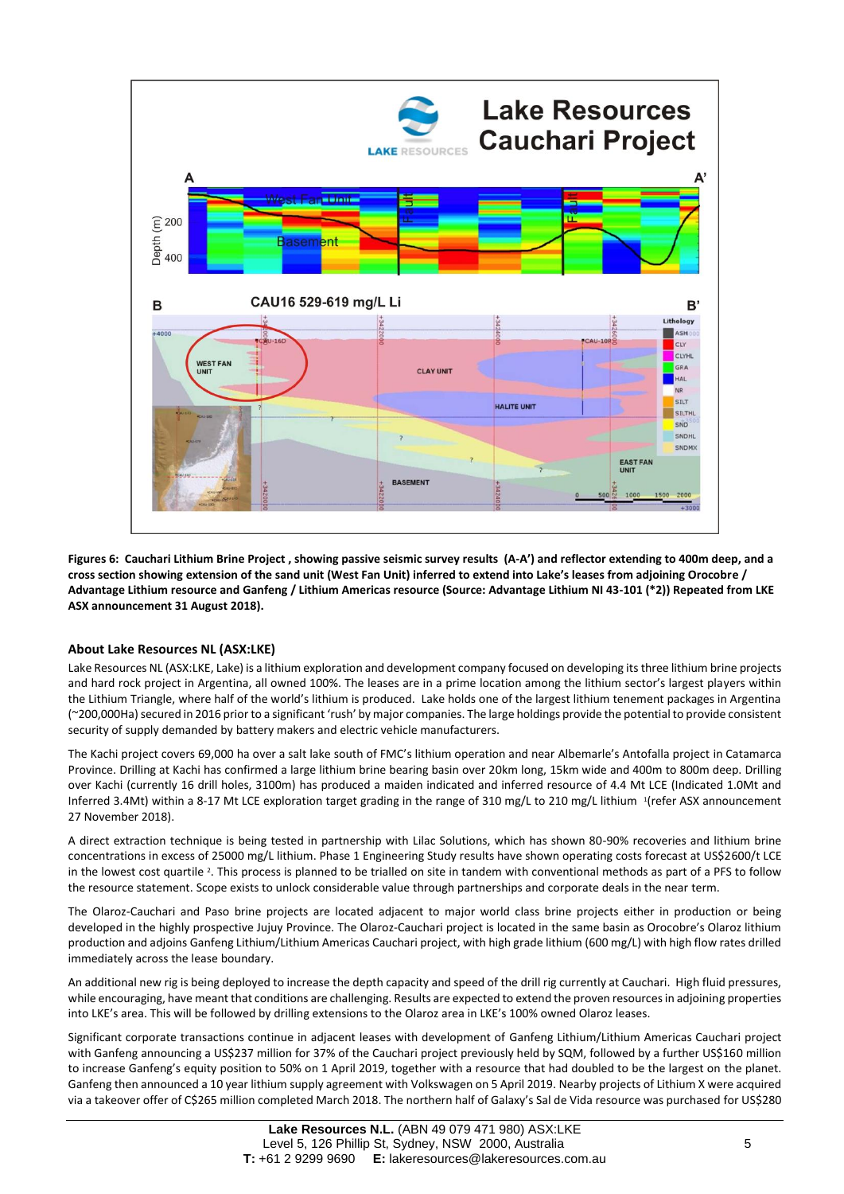**Figures 6: Cauchari Lithium Brine Project , showing passive seismic survey results (A-A') and reflector extending to 400m deep, and a cross section showing extension of the sand unit (West Fan Unit) inferred to extend into Lake's leases from adjoining Orocobre / Advantage Lithium resource and Ganfeng / Lithium Americas resource (Source: Advantage Lithium NI 43-101 (\*2)) Repeated from LKE ASX announcement 31 August 2018).**

## About Lake Resources NL (ASX:LKE)

Lake Resources NL (ASX:LKE, Lake) is a lithium exploration and development company focused on developing its three lithium brine projects and hard rock project in Argentina, all owned 100%. The leases are in a prime location among the lithium sector's largest players within the Lithium Triangle, where half of the world's lithium is produced. Lake holds one of the largest lithium tenement packages in Argentina (~200,000Ha) secured in 2016 prior to a significant 'rush' by major companies. The large holdings provide the potential to provide consistent security of supply demanded by battery makers and electric vehicle manufacturers.

The Kachi project covers 69,000 ha over a salt lake south of FMC's lithium operation and near Albemarle's Antofalla project in Catamarca Province. Drilling at Kachi has confirmed a large lithium brine bearing basin over 20km long, 15km wide and 400m to 800m deep. Drilling over Kachi (currently 16 drill holes, 3100m) has produced a maiden indicated and inferred resource of 4.4 Mt LCE (Indicated 1.0Mt and Inferred 3.4Mt) within a 8-17 Mt LCE exploration target grading in the range of 310 mg/L to 210 mg/L lithium [1](refer ASX announcement 27 November 2018).

A direct extraction technique is being tested in partnership with Lilac Solutions, which has shown 80-90% recoveries and lithium brine concentrations in excess of 25000 mg/L lithium. Phase 1 Engineering Study results have shown operating costs forecast at US$2600/t LCE in the lowest cost quartile [2]. This process is planned to be trialled on site in tandem with conventional methods as part of a PFS to follow the resource statement. Scope exists to unlock considerable value through partnerships and corporate deals in the near term.

The Olaroz-Cauchari and Paso brine projects are located adjacent to major world class brine projects either in production or being developed in the highly prospective Jujuy Province. The Olaroz-Cauchari project is located in the same basin as Orocobre's Olaroz lithium production and adjoins Ganfeng Lithium/Lithium Americas Cauchari project, with high grade lithium (600 mg/L) with high flow rates drilled immediately across the lease boundary.

An additional new rig is being deployed to increase the depth capacity and speed of the drill rig currently at Cauchari. High fluid pressures, while encouraging, have meant that conditions are challenging. Results are expected to extend the proven resources in adjoining properties into LKE's area. This will be followed by drilling extensions to the Olaroz area in LKE's 100% owned Olaroz leases.

Significant corporate transactions continue in adjacent leases with development of Ganfeng Lithium/Lithium Americas Cauchari project with Ganfeng announcing a US$237 million for 37% of the Cauchari project previously held by SQM, followed by a further US$160 million to increase Ganfeng's equity position to 50% on 1 April 2019, together with a resource that had doubled to be the largest on the planet. Ganfeng then announced a 10 year lithium supply agreement with Volkswagen on 5 April 2019. Nearby projects of Lithium X were acquired via a takeover offer of C$265 million completed March 2018. The northern half of Galaxy's Sal de Vida resource was purchased for US$280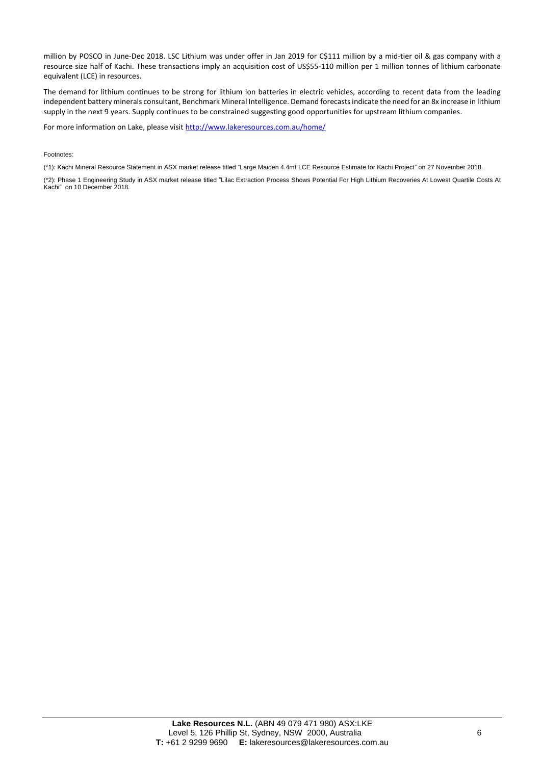million by POSCO in June-Dec 2018. LSC Lithium was under offer in Jan 2019 for C$111 million by a mid-tier oil & gas company with a resource size half of Kachi. These transactions imply an acquisition cost of US$55-110 million per 1 million tonnes of lithium carbonate equivalent (LCE) in resources.

The demand for lithium continues to be strong for lithium ion batteries in electric vehicles, according to recent data from the leading independent battery minerals consultant, Benchmark Mineral Intelligence. Demand forecasts indicate the need for an 8x increase in lithium supply in the next 9 years. Supply continues to be constrained suggesting good opportunities for upstream lithium companies.

For more information on Lake, please visit http://www.lakeresources.com.au/home/

Footnotes:

(*1): Kachi Mineral Resource Statement in ASX market release titled "Large Maiden 4.4mt LCE Resource Estimate for Kachi Project" on 27 November 2018.

(*2): Phase 1 Engineering Study in ASX market release titled "Lilac Extraction Process Shows Potential For High Lithium Recoveries At Lowest Quartile Costs At Kachi" on 10 December 2018.